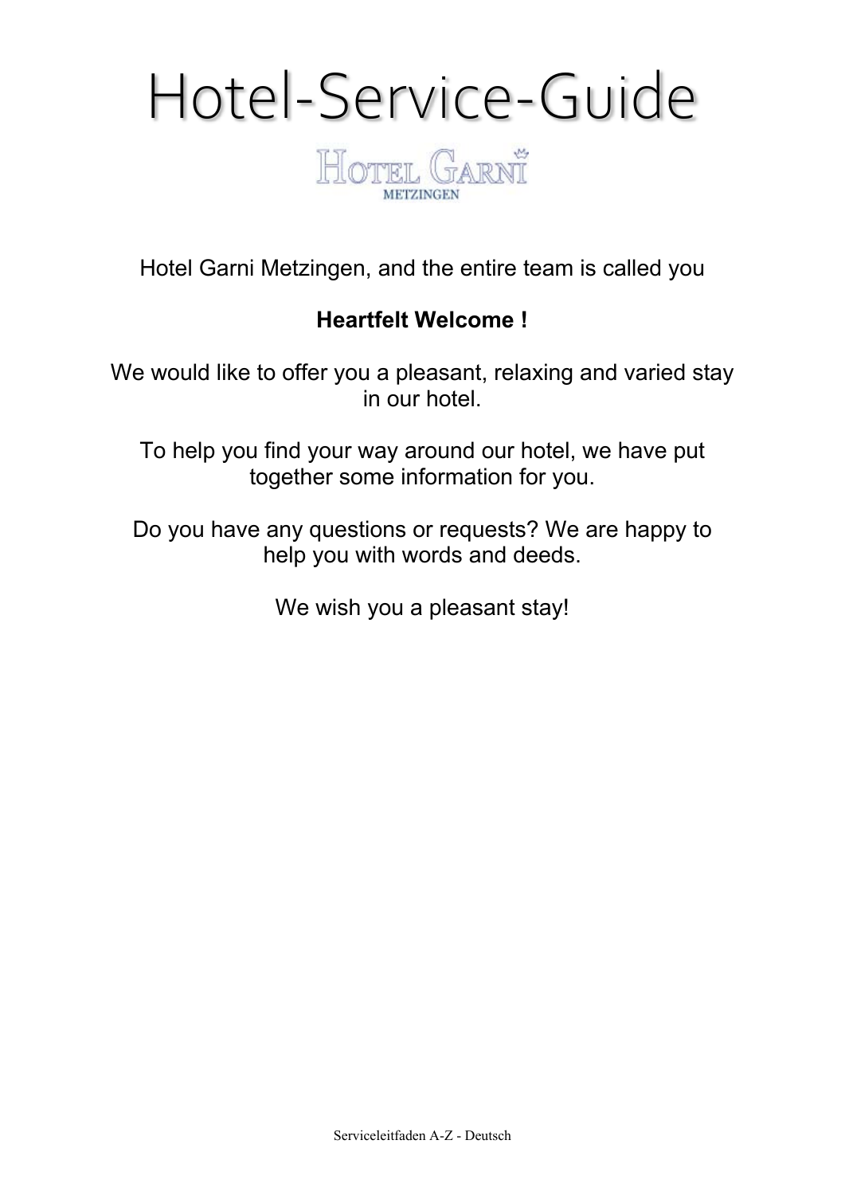# Hotel-Service-Guide

HOTEL GARNI
METZINGEN

Hotel Garni Metzingen, and the entire team is called you

**Heartfelt Welcome !**

We would like to offer you a pleasant, relaxing and varied stay in our hotel.

To help you find your way around our hotel, we have put together some information for you.

Do you have any questions or requests? We are happy to help you with words and deeds.

We wish you a pleasant stay!

Serviceleitfaden A-Z - Deutsch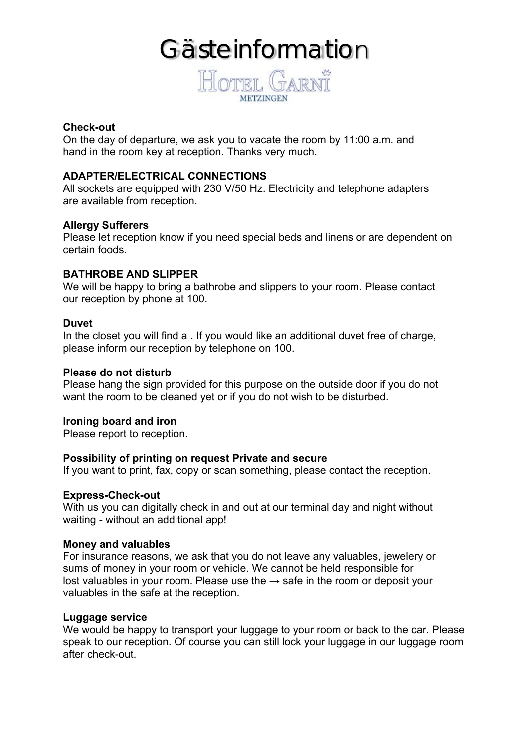# Gästeinfomation

## HOTEL GARNI

METZINGEN

**Check-out**
On the day of departure, we ask you to vacate the room by 11:00 a.m. and hand in the room key at reception. Thanks very much.

**ADAPTER/ELECTRICAL CONNECTIONS**
All sockets are equipped with 230 V/50 Hz. Electricity and telephone adapters are available from reception.

**Allergy Sufferers**
Please let reception know if you need special beds and linens or are dependent on certain foods.

**BATHROBE AND SLIPPER**
We will be happy to bring a bathrobe and slippers to your room. Please contact our reception by phone at 100.

**Duvet**
In the closet you will find a . If you would like an additional duvet free of charge, please inform our reception by telephone on 100.

**Please do not disturb**
Please hang the sign provided for this purpose on the outside door if you do not want the room to be cleaned yet or if you do not wish to be disturbed.

**Ironing board and iron**
Please report to reception.

**Possibility of printing on request Private and secure**
If you want to print, fax, copy or scan something, please contact the reception.

**Express-Check-out**
With us you can digitally check in and out at our terminal day and night without waiting - without an additional app!

**Money and valuables**
For insurance reasons, we ask that you do not leave any valuables, jewelery or sums of money in your room or vehicle. We cannot be held responsible for lost valuables in your room. Please use the → safe in the room or deposit your valuables in the safe at the reception.

**Luggage service**
We would be happy to transport your luggage to your room or back to the car. Please speak to our reception. Of course you can still lock your luggage in our luggage room after check-out.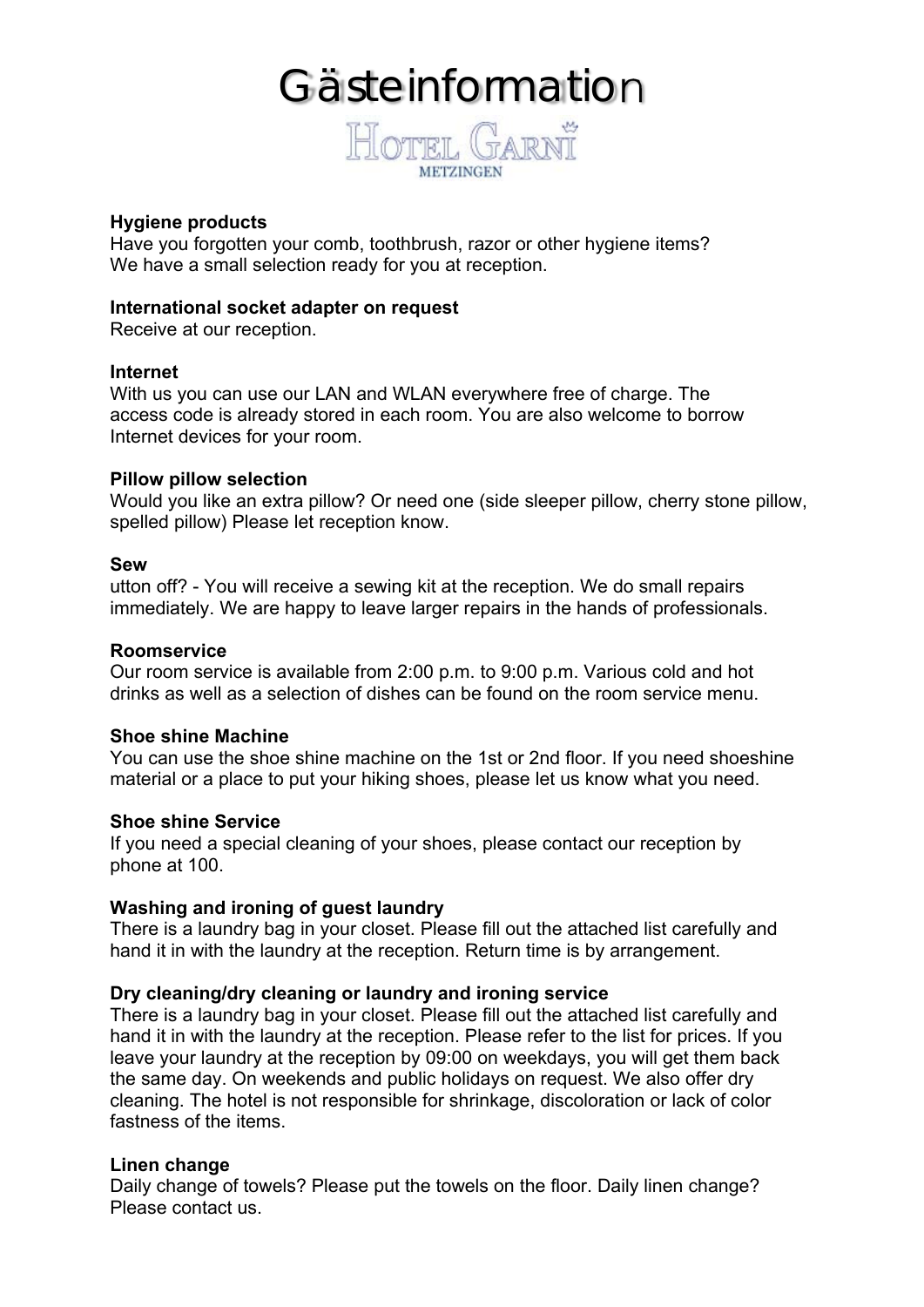# Gästeinformation

HOTEL GARNI
METZINGEN

**Hygiene products**
Have you forgotten your comb, toothbrush, razor or other hygiene items?
We have a small selection ready for you at reception.

**International socket adapter on request**
Receive at our reception.

**Internet**
With us you can use our LAN and WLAN everywhere free of charge. The access code is already stored in each room. You are also welcome to borrow Internet devices for your room.

**Pillow pillow selection**
Would you like an extra pillow? Or need one (side sleeper pillow, cherry stone pillow, spelled pillow) Please let reception know.

**Sew**
utton off? - You will receive a sewing kit at the reception. We do small repairs immediately. We are happy to leave larger repairs in the hands of professionals.

**Roomservice**
Our room service is available from 2:00 p.m. to 9:00 p.m. Various cold and hot drinks as well as a selection of dishes can be found on the room service menu.

**Shoe shine Machine**
You can use the shoe shine machine on the 1st or 2nd floor. If you need shoeshine material or a place to put your hiking shoes, please let us know what you need.

**Shoe shine Service**
If you need a special cleaning of your shoes, please contact our reception by phone at 100.

**Washing and ironing of guest laundry**
There is a laundry bag in your closet. Please fill out the attached list carefully and hand it in with the laundry at the reception. Return time is by arrangement.

**Dry cleaning/dry cleaning or laundry and ironing service**
There is a laundry bag in your closet. Please fill out the attached list carefully and hand it in with the laundry at the reception. Please refer to the list for prices. If you leave your laundry at the reception by 09:00 on weekdays, you will get them back the same day. On weekends and public holidays on request. We also offer dry cleaning. The hotel is not responsible for shrinkage, discoloration or lack of color fastness of the items.

**Linen change**
Daily change of towels? Please put the towels on the floor. Daily linen change? Please contact us.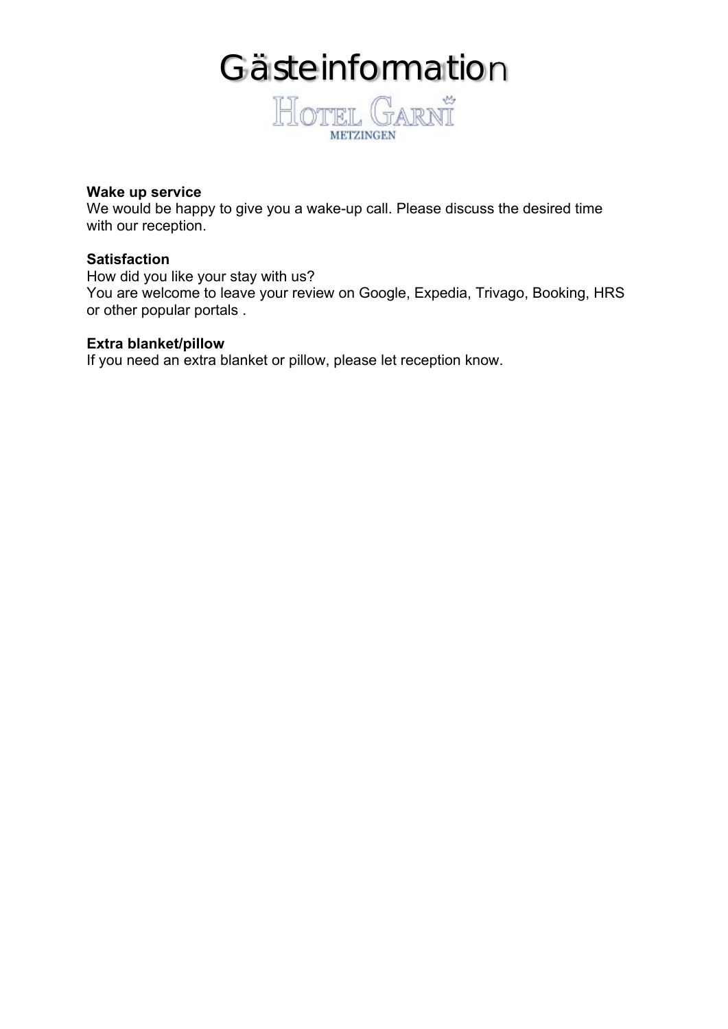# Gästeinformation

HOTEL GARNI
METZINGEN

**Wake up service**
We would be happy to give you a wake-up call. Please discuss the desired time with our reception.

**Satisfaction**
How did you like your stay with us?
You are welcome to leave your review on Google, Expedia, Trivago, Booking, HRS or other popular portals .

**Extra blanket/pillow**
If you need an extra blanket or pillow, please let reception know.